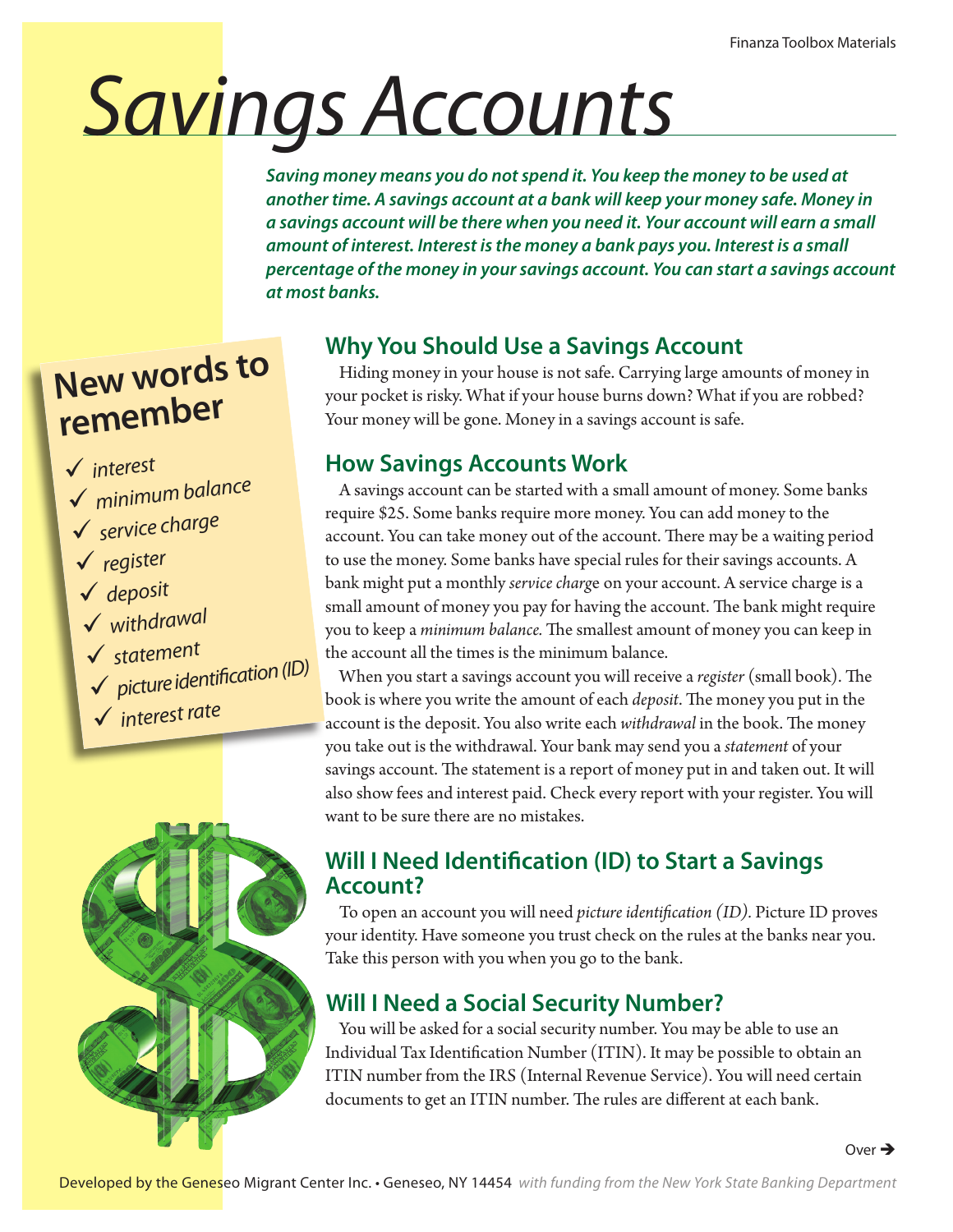# Savings Accounts

***Saving money means you do not spend it. You keep the money to be used at another time. A savings account at a bank will keep your money safe. Money in a savings account will be there when you need it. Your account will earn a small amount of interest. Interest is the money a bank pays you. Interest is a small percentage of the money in your savings account. You can start a savings account at most banks.***

## New words to remember

- ✓ *interest*
- ✓ *minimum balance*
- ✓ *service charge*
- ✓ *register*
- ✓ *deposit*
- ✓ *withdrawal*
- ✓ *statement*
- ✓ *picture identification (ID)*
- ✓ *interest rate*

## Why You Should Use a Savings Account

Hiding money in your house is not safe. Carrying large amounts of money in your pocket is risky. What if your house burns down? What if you are robbed? Your money will be gone. Money in a savings account is safe.

## How Savings Accounts Work

A savings account can be started with a small amount of money. Some banks require $25. Some banks require more money. You can add money to the account. You can take money out of the account. There may be a waiting period to use the money. Some banks have special rules for their savings accounts. A bank might put a monthly *service charge* on your account. A service charge is a small amount of money you pay for having the account. The bank might require you to keep a *minimum balance.* The smallest amount of money you can keep in the account all the times is the minimum balance.

When you start a savings account you will receive a *register* (small book). The book is where you write the amount of each *deposit*. The money you put in the account is the deposit. You also write each *withdrawal* in the book. The money you take out is the withdrawal. Your bank may send you a *statement* of your savings account. The statement is a report of money put in and taken out. It will also show fees and interest paid. Check every report with your register. You will want to be sure there are no mistakes.

## Will I Need Identification (ID) to Start a Savings Account?

To open an account you will need *picture identification (ID)*. Picture ID proves your identity. Have someone you trust check on the rules at the banks near you. Take this person with you when you go to the bank.

## Will I Need a Social Security Number?

You will be asked for a social security number. You may be able to use an Individual Tax Identification Number (ITIN). It may be possible to obtain an ITIN number from the IRS (Internal Revenue Service). You will need certain documents to get an ITIN number. The rules are different at each bank.

Over ➔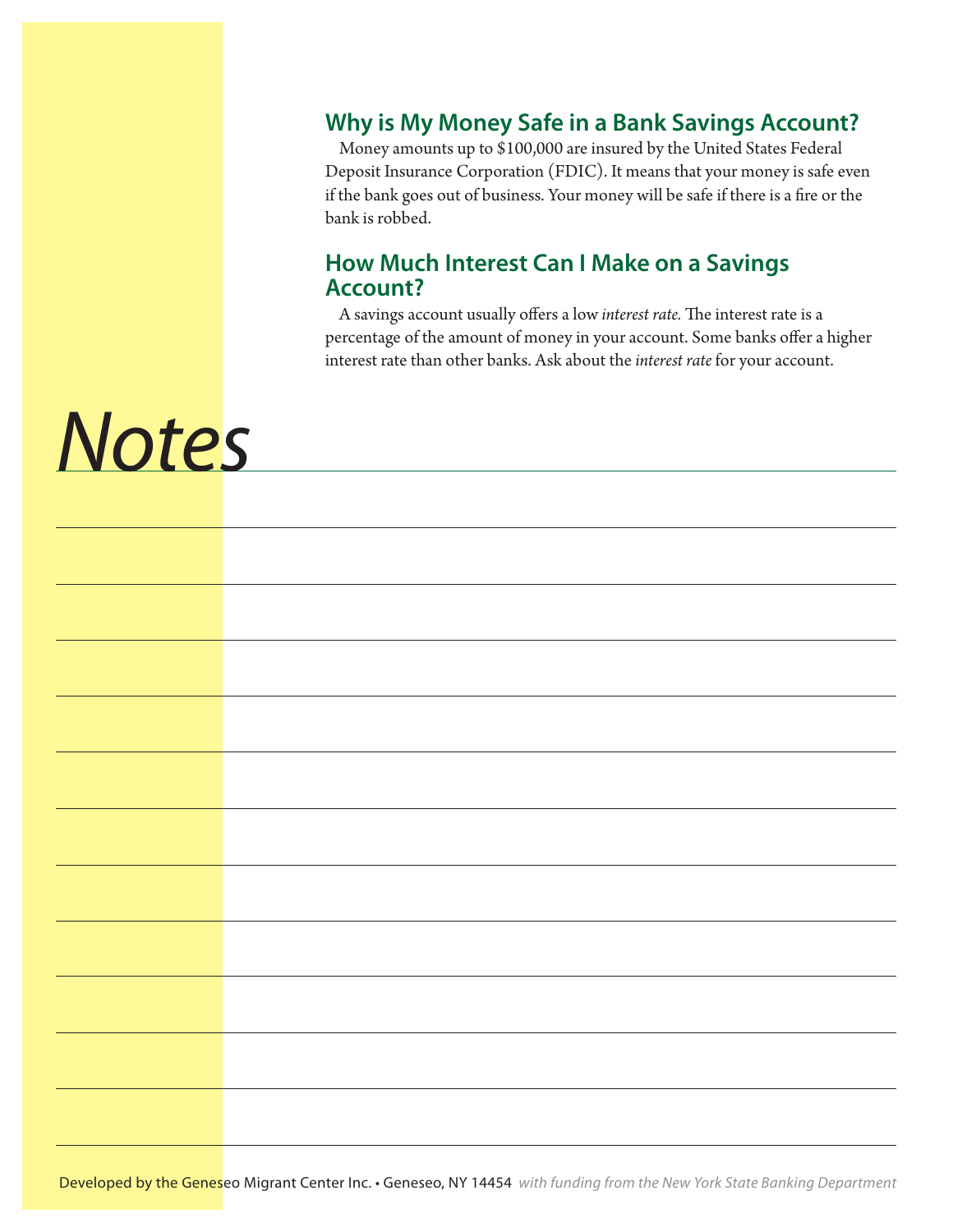## Why is My Money Safe in a Bank Savings Account?

Money amounts up to $100,000 are insured by the United States Federal Deposit Insurance Corporation (FDIC). It means that your money is safe even if the bank goes out of business. Your money will be safe if there is a fire or the bank is robbed.

## How Much Interest Can I Make on a Savings Account?

A savings account usually offers a low *interest rate.* The interest rate is a percentage of the amount of money in your account. Some banks offer a higher interest rate than other banks. Ask about the *interest rate* for your account.

# *Notes*

Developed by the Geneseo Migrant Center Inc. • Geneseo, NY 14454 *with funding from the New York State Banking Department*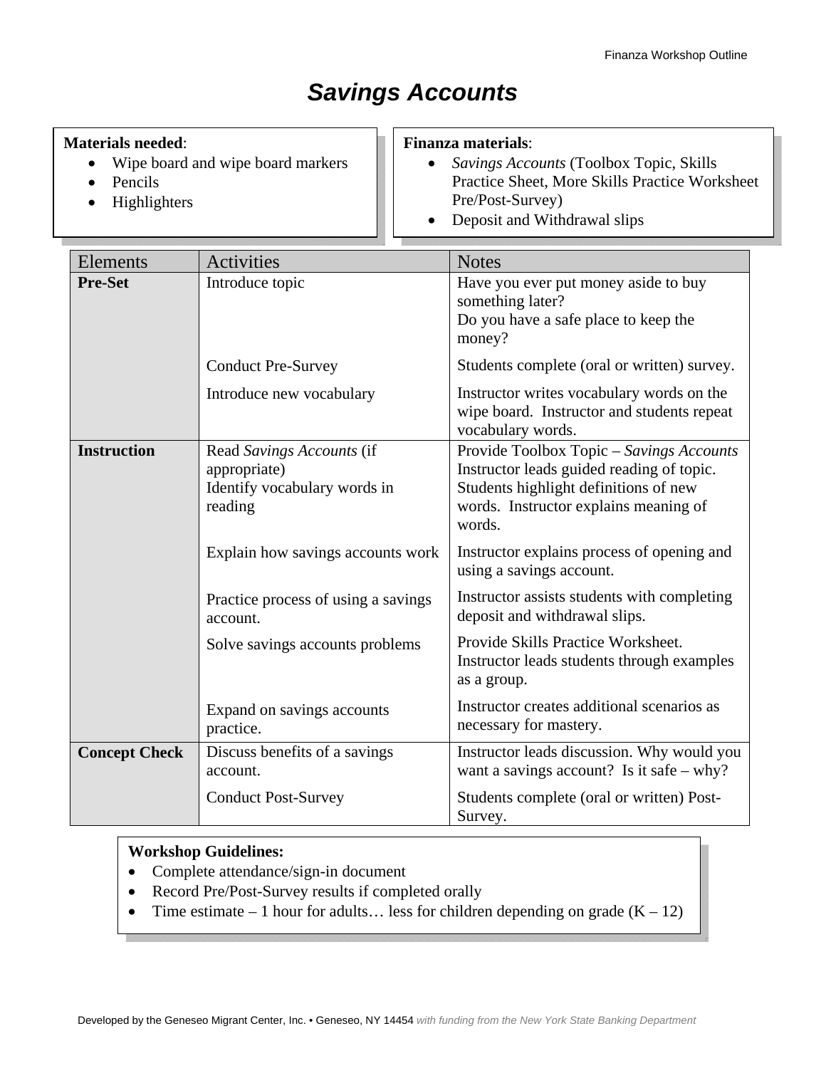# Savings Accounts

**Materials needed**:

- Wipe board and wipe board markers
- Pencils
- Highlighters

**Finanza materials**:

- *Savings Accounts* (Toolbox Topic, Skills Practice Sheet, More Skills Practice Worksheet Pre/Post-Survey)
- Deposit and Withdrawal slips

| Elements | Activities | Notes |
|---|---|---|
| **Pre-Set** | Introduce topic | Have you ever put money aside to buy something later?<br>Do you have a safe place to keep the money? |
| | Conduct Pre-Survey | Students complete (oral or written) survey. |
| | Introduce new vocabulary | Instructor writes vocabulary words on the wipe board. Instructor and students repeat vocabulary words. |
| **Instruction** | Read *Savings Accounts* (if appropriate)<br>Identify vocabulary words in reading | Provide Toolbox Topic – *Savings Accounts*<br>Instructor leads guided reading of topic. Students highlight definitions of new words. Instructor explains meaning of words. |
| | Explain how savings accounts work | Instructor explains process of opening and using a savings account. |
| | Practice process of using a savings account. | Instructor assists students with completing deposit and withdrawal slips. |
| | Solve savings accounts problems | Provide Skills Practice Worksheet. Instructor leads students through examples as a group. |
| | Expand on savings accounts practice. | Instructor creates additional scenarios as necessary for mastery. |
| **Concept Check** | Discuss benefits of a savings account. | Instructor leads discussion. Why would you want a savings account? Is it safe – why? |
| | Conduct Post-Survey | Students complete (oral or written) Post-Survey. |

**Workshop Guidelines:**

- Complete attendance/sign-in document
- Record Pre/Post-Survey results if completed orally
- Time estimate – 1 hour for adults… less for children depending on grade (K – 12)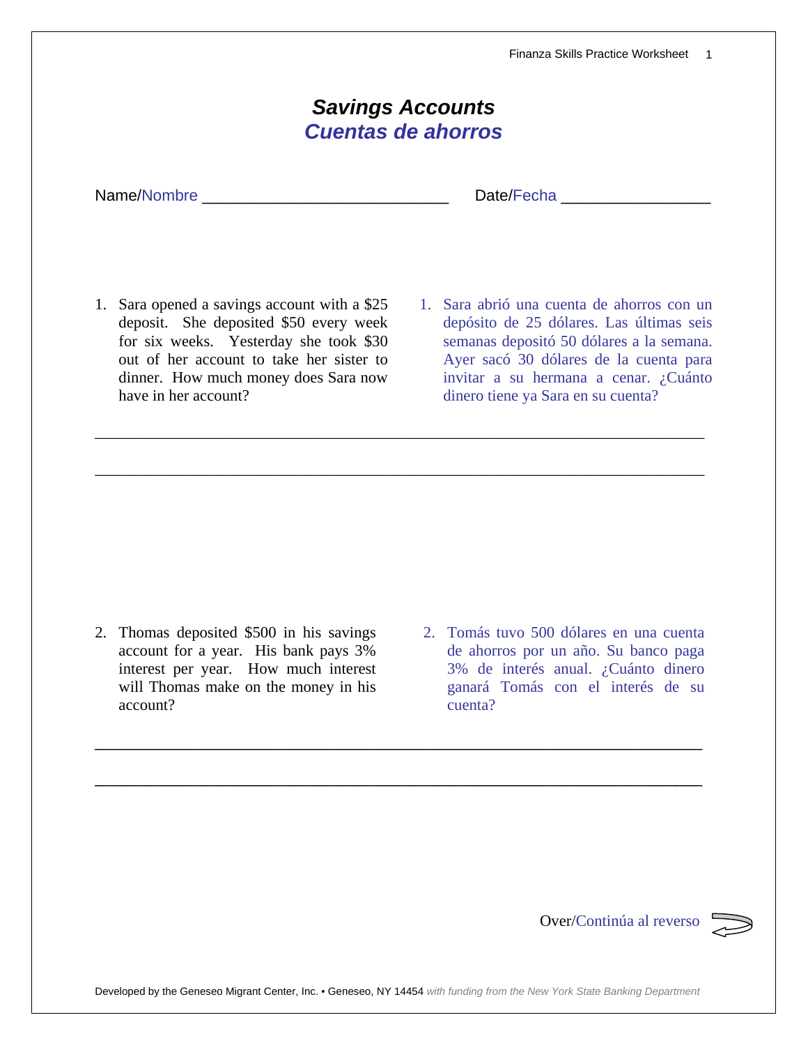# *Savings Accounts*
# *Cuentas de ahorros*

Name/Nombre ____________________________ Date/Fecha _________________

1. Sara opened a savings account with a $25 deposit. She deposited $50 every week for six weeks. Yesterday she took $30 out of her account to take her sister to dinner. How much money does Sara now have in her account?

1. Sara abrió una cuenta de ahorros con un depósito de 25 dólares. Las últimas seis semanas depositó 50 dólares a la semana. Ayer sacó 30 dólares de la cuenta para invitar a su hermana a cenar. ¿Cuánto dinero tiene ya Sara en su cuenta?

______________________________________________________________________

______________________________________________________________________

2. Thomas deposited $500 in his savings account for a year. His bank pays 3% interest per year. How much interest will Thomas make on the money in his account?

2. Tomás tuvo 500 dólares en una cuenta de ahorros por un año. Su banco paga 3% de interés anual. ¿Cuánto dinero ganará Tomás con el interés de su cuenta?

______________________________________________________________________

______________________________________________________________________

Over/Continúa al reverso

Developed by the Geneseo Migrant Center, Inc. • Geneseo, NY 14454 *with funding from the New York State Banking Department*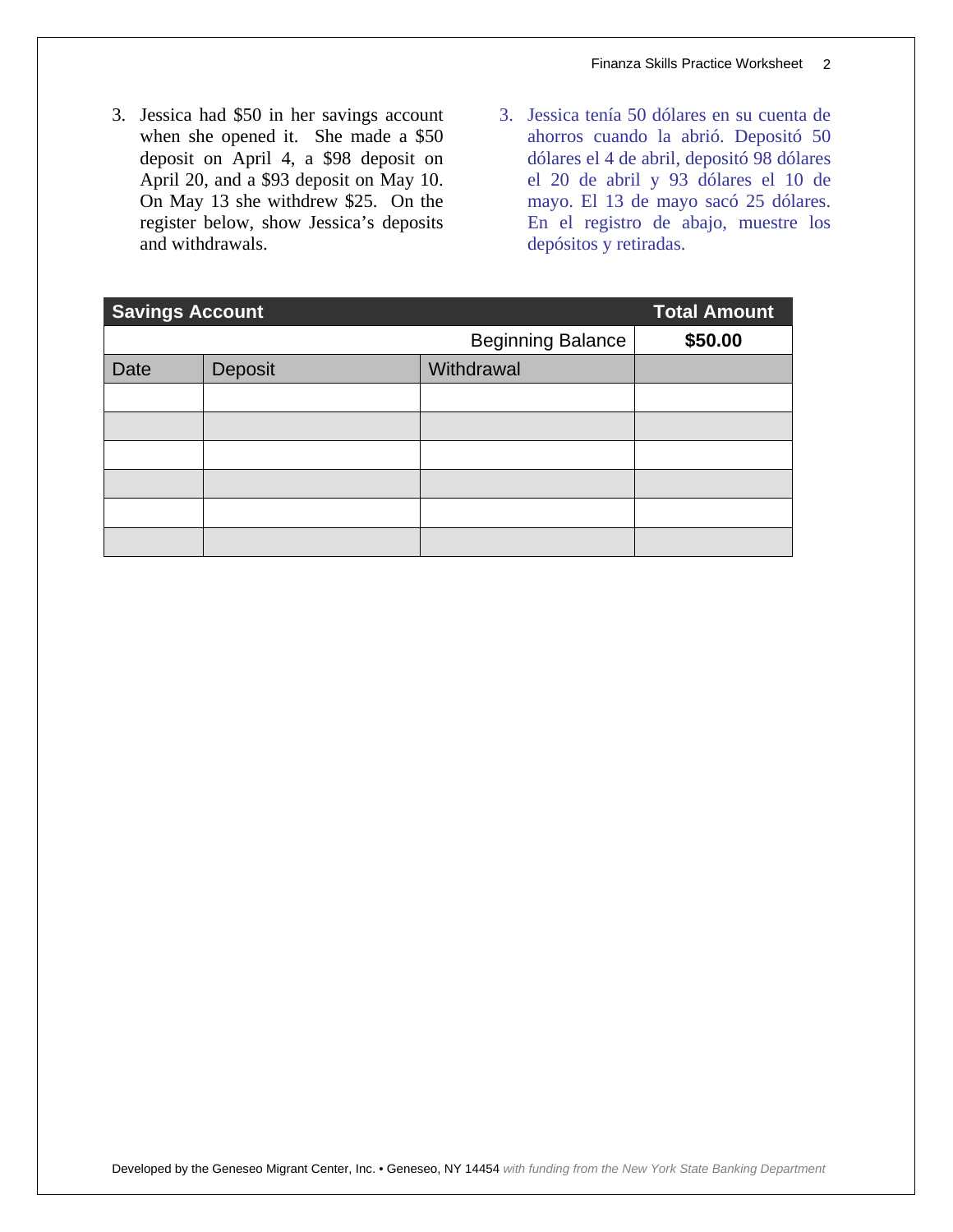3. Jessica had $50 in her savings account when she opened it. She made a $50 deposit on April 4, a $98 deposit on April 20, and a $93 deposit on May 10. On May 13 she withdrew $25. On the register below, show Jessica's deposits and withdrawals.

3. Jessica tenía 50 dólares en su cuenta de ahorros cuando la abrió. Depositó 50 dólares el 4 de abril, depositó 98 dólares el 20 de abril y 93 dólares el 10 de mayo. El 13 de mayo sacó 25 dólares. En el registro de abajo, muestre los depósitos y retiradas.

| **Savings Account** | | | **Total Amount** |
|---|---|---|---|
| | | Beginning Balance | **$50.00** |
| Date | Deposit | Withdrawal | |
| | | | |
| | | | |
| | | | |
| | | | |
| | | | |
| | | | |

Developed by the Geneseo Migrant Center, Inc. • Geneseo, NY 14454 *with funding from the New York State Banking Department*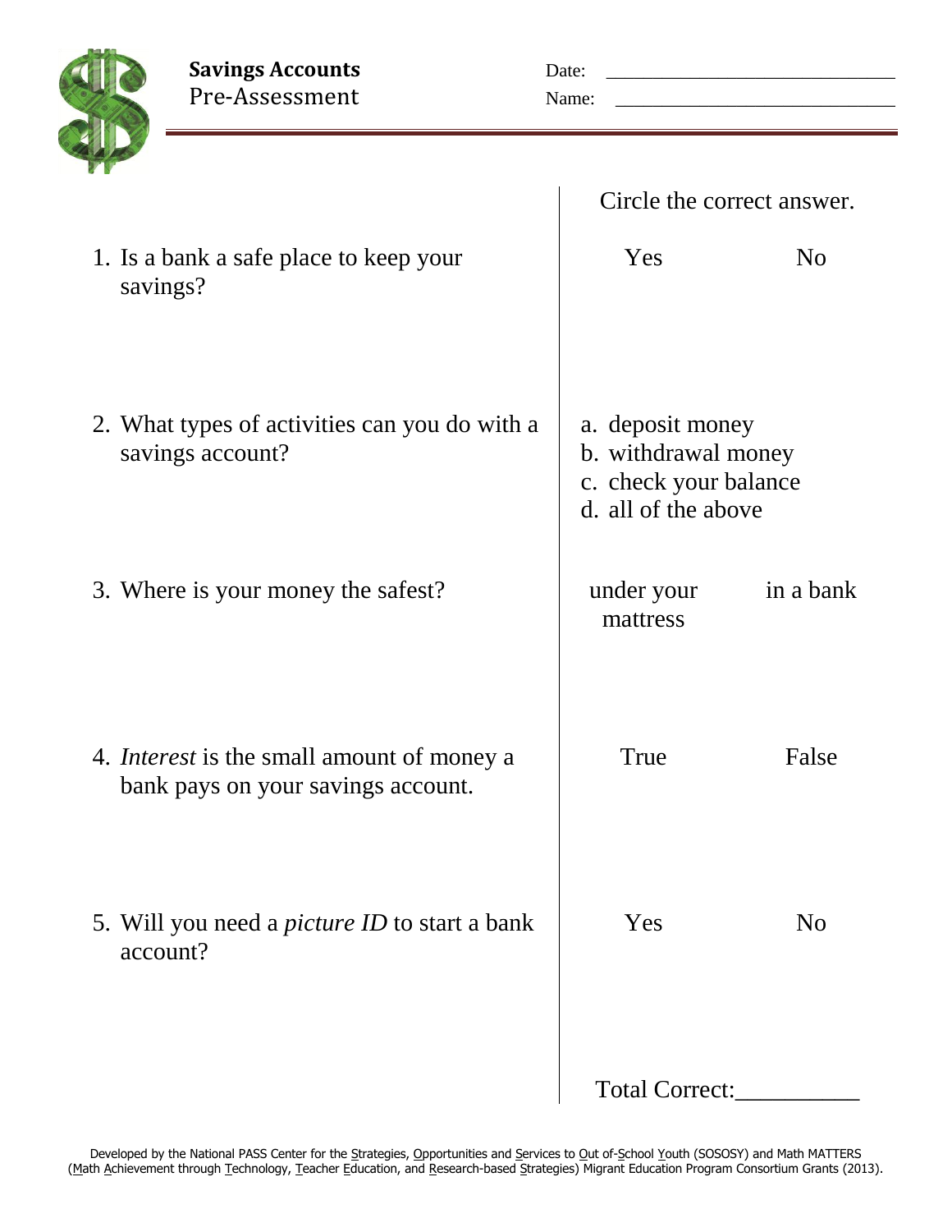**Savings Accounts**
Pre-Assessment

Date: ____________________________

Name: ____________________________

Circle the correct answer.

1. Is a bank a safe place to keep your savings?

   Yes　　　No

2. What types of activities can you do with a savings account?

   a. deposit money
   b. withdrawal money
   c. check your balance
   d. all of the above

3. Where is your money the safest?

   under your mattress　　　in a bank

4. *Interest* is the small amount of money a bank pays on your savings account.

   True　　　False

5. Will you need a *picture ID* to start a bank account?

   Yes　　　No

Total Correct:__________

Developed by the National PASS Center for the Strategies, Opportunities and Services to Out of-School Youth (SOSOSY) and Math MATTERS (Math Achievement through Technology, Teacher Education, and Research-based Strategies) Migrant Education Program Consortium Grants (2013).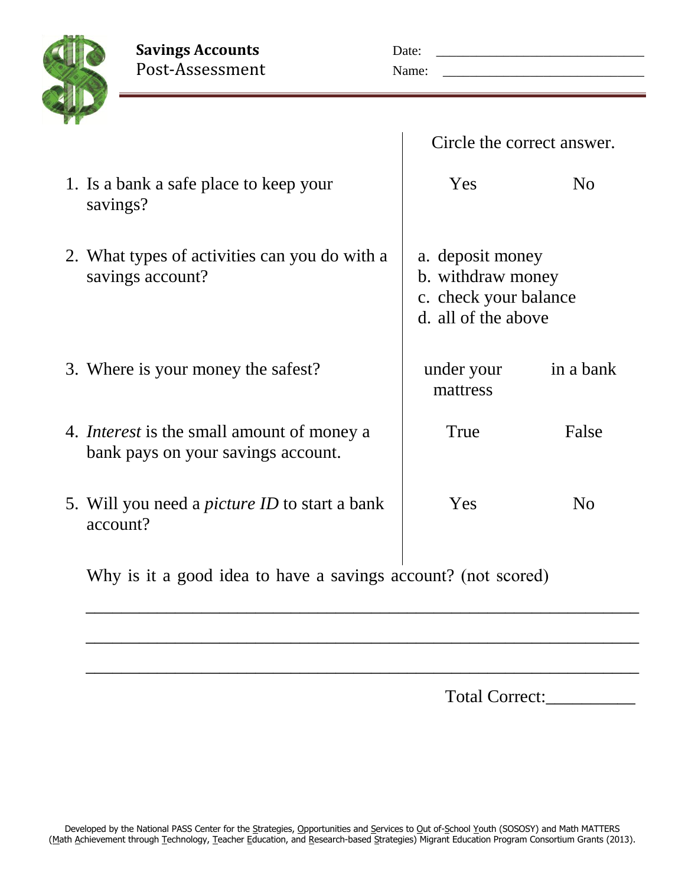**Savings Accounts**
Post-Assessment

Date: ______________________________

Name: ______________________________

| | Circle the correct answer. | |
|---|---|---|
| 1. Is a bank a safe place to keep your savings? | Yes | No |
| 2. What types of activities can you do with a savings account? | a. deposit money<br>b. withdraw money<br>c. check your balance<br>d. all of the above | |
| 3. Where is your money the safest? | under your mattress | in a bank |
| 4. *Interest* is the small amount of money a bank pays on your savings account. | True | False |
| 5. Will you need a *picture ID* to start a bank account? | Yes | No |

Why is it a good idea to have a savings account? (not scored)

______________________________________________________________

______________________________________________________________

______________________________________________________________

Total Correct:__________

Developed by the National PASS Center for the Strategies, Opportunities and Services to Out of-School Youth (SOSOSY) and Math MATTERS (Math Achievement through Technology, Teacher Education, and Research-based Strategies) Migrant Education Program Consortium Grants (2013).